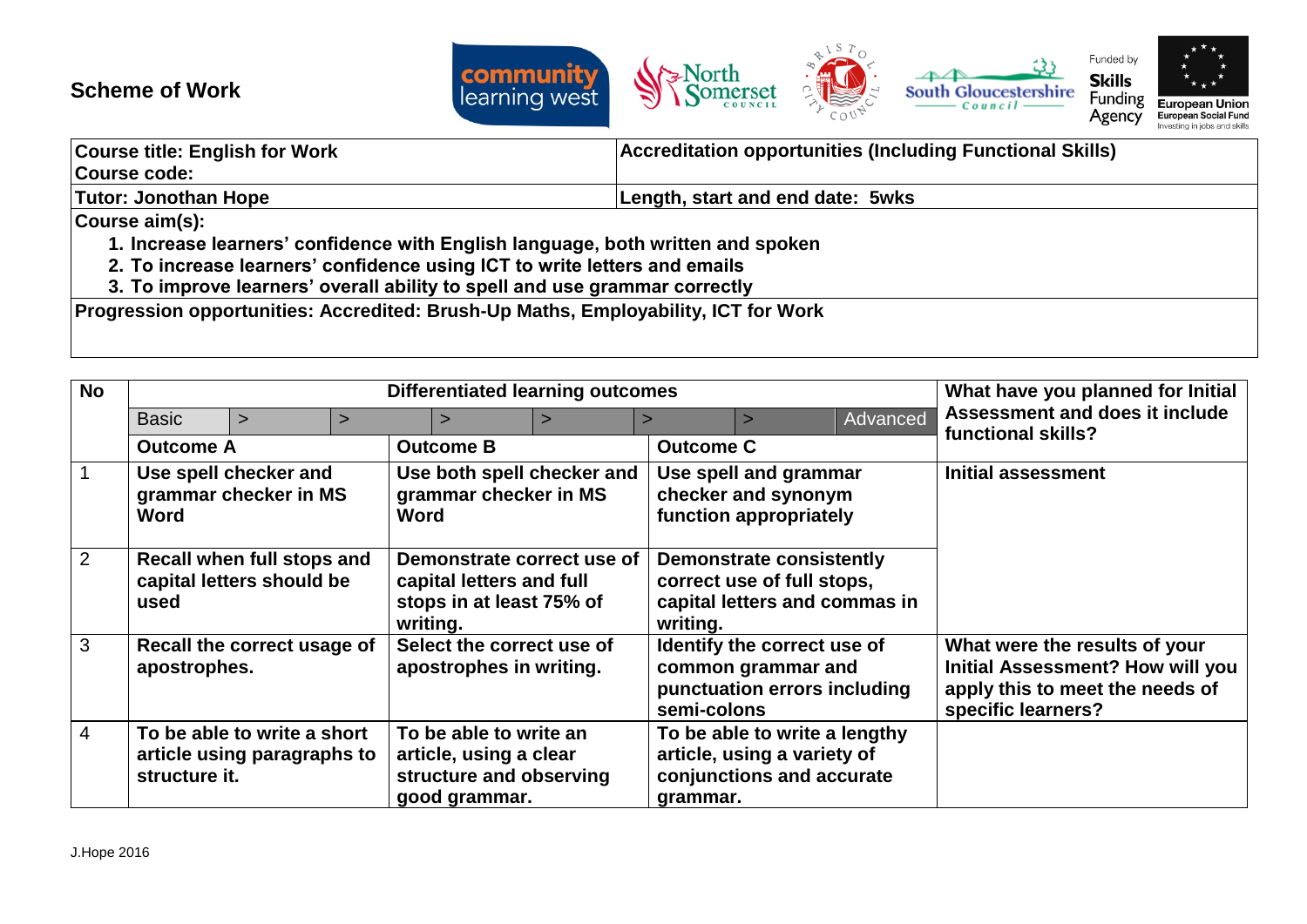# Scheme of Work

| Course title: English for Work<br>Course code: | Accreditation opportunities (Including Functional Skills) |
|---|---|
| Tutor: Jonothan Hope | Length, start and end date: 5wks |

**Course aim(s):**

1. Increase learners' confidence with English language, both written and spoken
2. To increase learners' confidence using ICT to write letters and emails
3. To improve learners' overall ability to spell and use grammar correctly

**Progression opportunities: Accredited: Brush-Up Maths, Employability, ICT for Work**

| No | Differentiated learning outcomes | | | What have you planned for Initial Assessment and does it include functional skills? |
|---|---|---|---|---|
| | Basic > > > > > > Advanced | | | |
| | **Outcome A** | **Outcome B** | **Outcome C** | |
| 1 | Use spell checker and grammar checker in MS Word | Use both spell checker and grammar checker in MS Word | Use spell and grammar checker and synonym function appropriately | Initial assessment |
| 2 | Recall when full stops and capital letters should be used | Demonstrate correct use of capital letters and full stops in at least 75% of writing. | Demonstrate consistently correct use of full stops, capital letters and commas in writing. | |
| 3 | Recall the correct usage of apostrophes. | Select the correct use of apostrophes in writing. | Identify the correct use of common grammar and punctuation errors including semi-colons | **What were the results of your Initial Assessment? How will you apply this to meet the needs of specific learners?** |
| 4 | To be able to write a short article using paragraphs to structure it. | To be able to write an article, using a clear structure and observing good grammar. | To be able to write a lengthy article, using a variety of conjunctions and accurate grammar. | |

J.Hope 2016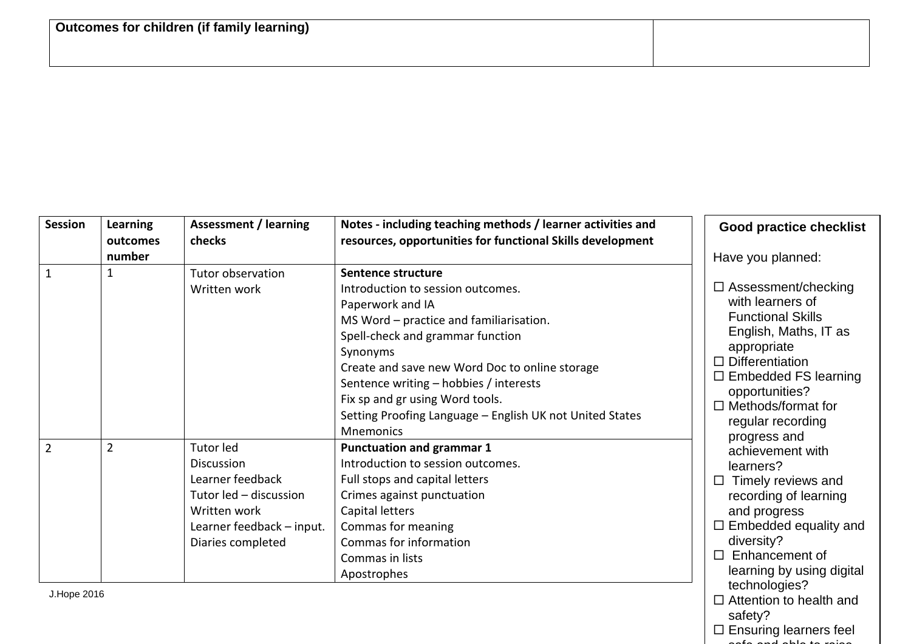| Outcomes for children (if family learning) | |
|---|---|

| Session | Learning outcomes number | Assessment / learning checks | Notes - including teaching methods / learner activities and resources, opportunities for functional Skills development |
|---|---|---|---|
| 1 | 1 | Tutor observation<br>Written work | **Sentence structure**<br>Introduction to session outcomes.<br>Paperwork and IA<br>MS Word – practice and familiarisation.<br>Spell-check and grammar function<br>Synonyms<br>Create and save new Word Doc to online storage<br>Sentence writing – hobbies / interests<br>Fix sp and gr using Word tools.<br>Setting Proofing Language – English UK not United States<br>Mnemonics |
| 2 | 2 | Tutor led<br>Discussion<br>Learner feedback<br>Tutor led – discussion<br>Written work<br>Learner feedback – input.<br>Diaries completed | **Punctuation and grammar 1**<br>Introduction to session outcomes.<br>Full stops and capital letters<br>Crimes against punctuation<br>Capital letters<br>Commas for meaning<br>Commas for information<br>Commas in lists<br>Apostrophes |

J.Hope 2016

**Good practice checklist**

Have you planned:

- ☐ Assessment/checking with learners of Functional Skills English, Maths, IT as appropriate
- ☐ Differentiation
- ☐ Embedded FS learning opportunities?
- ☐ Methods/format for regular recording progress and achievement with learners?
- ☐ Timely reviews and recording of learning and progress
- ☐ Embedded equality and diversity?
- ☐ Enhancement of learning by using digital technologies?
- ☐ Attention to health and safety?
- ☐ Ensuring learners feel safe and able to raise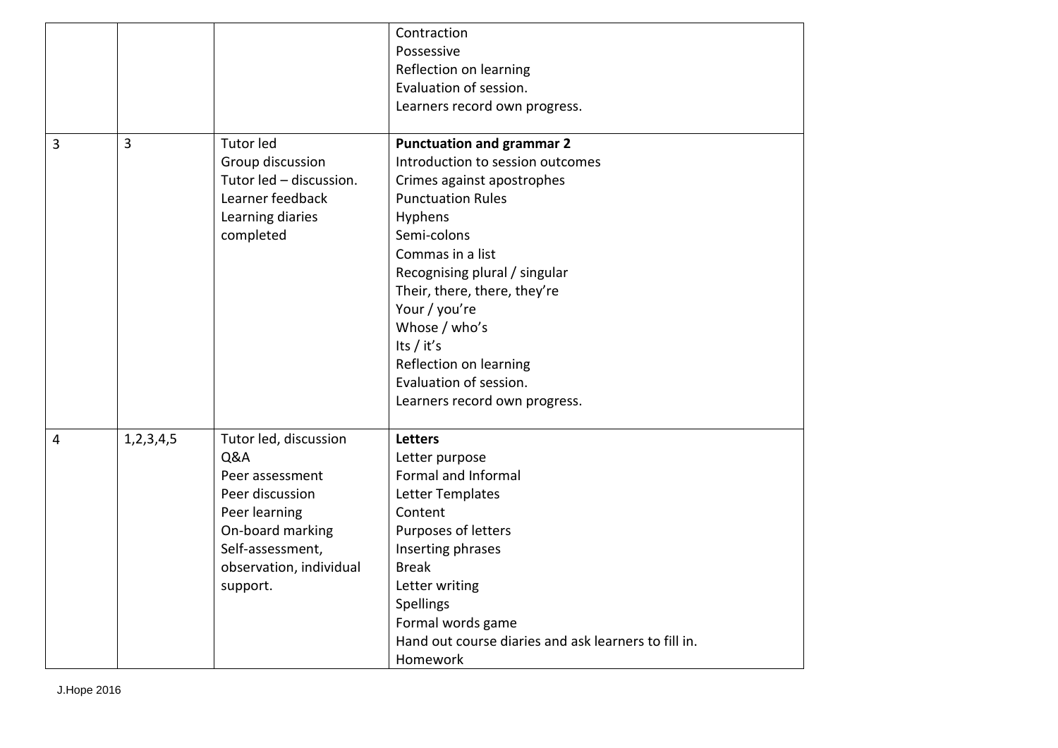| | | | |
|---|---|---|---|
| | | | Contraction<br>Possessive<br>Reflection on learning<br>Evaluation of session.<br>Learners record own progress. |
| 3 | 3 | Tutor led<br>Group discussion<br>Tutor led – discussion.<br>Learner feedback<br>Learning diaries completed | **Punctuation and grammar 2**<br>Introduction to session outcomes<br>Crimes against apostrophes<br>Punctuation Rules<br>Hyphens<br>Semi-colons<br>Commas in a list<br>Recognising plural / singular<br>Their, there, there, they're<br>Your / you're<br>Whose / who's<br>Its / it's<br>Reflection on learning<br>Evaluation of session.<br>Learners record own progress. |
| 4 | 1,2,3,4,5 | Tutor led, discussion<br>Q&A<br>Peer assessment<br>Peer discussion<br>Peer learning<br>On-board marking<br>Self-assessment, observation, individual support. | **Letters**<br>Letter purpose<br>Formal and Informal<br>Letter Templates<br>Content<br>Purposes of letters<br>Inserting phrases<br>Break<br>Letter writing<br>Spellings<br>Formal words game<br>Hand out course diaries and ask learners to fill in.<br>Homework |

J.Hope 2016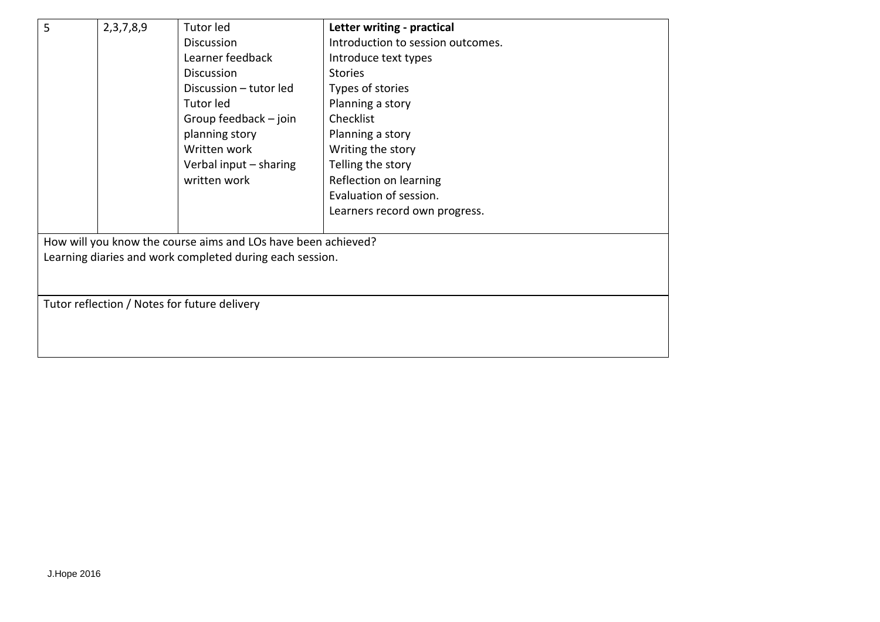| | | | |
|---|---|---|---|
| 5 | 2,3,7,8,9 | Tutor led<br>Discussion<br>Learner feedback<br>Discussion<br>Discussion – tutor led<br>Tutor led<br>Group feedback – join planning story<br>Written work<br>Verbal input – sharing written work | **Letter writing - practical**<br>Introduction to session outcomes.<br>Introduce text types<br>Stories<br>Types of stories<br>Planning a story<br>Checklist<br>Planning a story<br>Writing the story<br>Telling the story<br>Reflection on learning<br>Evaluation of session.<br>Learners record own progress. |
| How will you know the course aims and LOs have been achieved?<br>Learning diaries and work completed during each session. | | | |
| Tutor reflection / Notes for future delivery | | | |

J.Hope 2016